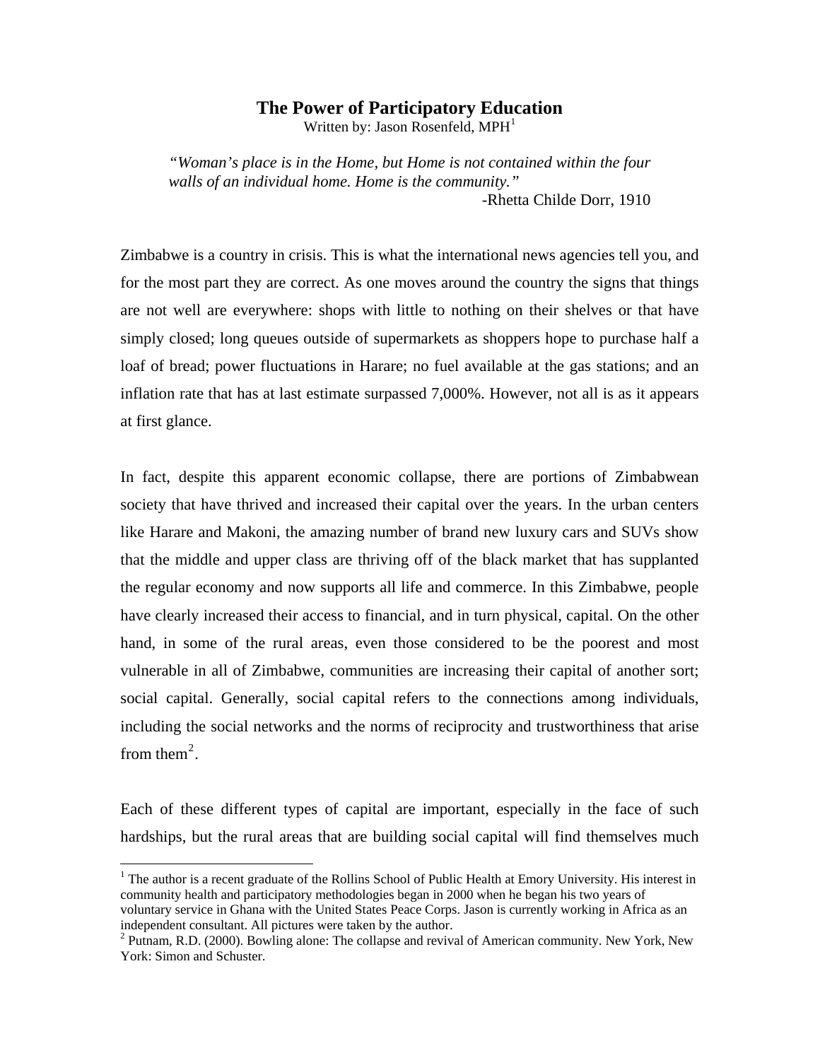# The Power of Participatory Education

Written by: Jason Rosenfeld, MPH[1]

> *"Woman's place is in the Home, but Home is not contained within the four walls of an individual home. Home is the community."*
>
> -Rhetta Childe Dorr, 1910

Zimbabwe is a country in crisis. This is what the international news agencies tell you, and for the most part they are correct. As one moves around the country the signs that things are not well are everywhere: shops with little to nothing on their shelves or that have simply closed; long queues outside of supermarkets as shoppers hope to purchase half a loaf of bread; power fluctuations in Harare; no fuel available at the gas stations; and an inflation rate that has at last estimate surpassed 7,000%. However, not all is as it appears at first glance.

In fact, despite this apparent economic collapse, there are portions of Zimbabwean society that have thrived and increased their capital over the years. In the urban centers like Harare and Makoni, the amazing number of brand new luxury cars and SUVs show that the middle and upper class are thriving off of the black market that has supplanted the regular economy and now supports all life and commerce. In this Zimbabwe, people have clearly increased their access to financial, and in turn physical, capital. On the other hand, in some of the rural areas, even those considered to be the poorest and most vulnerable in all of Zimbabwe, communities are increasing their capital of another sort; social capital. Generally, social capital refers to the connections among individuals, including the social networks and the norms of reciprocity and trustworthiness that arise from them[2].

Each of these different types of capital are important, especially in the face of such hardships, but the rural areas that are building social capital will find themselves much

---

[1] The author is a recent graduate of the Rollins School of Public Health at Emory University. His interest in community health and participatory methodologies began in 2000 when he began his two years of voluntary service in Ghana with the United States Peace Corps. Jason is currently working in Africa as an independent consultant. All pictures were taken by the author.

[2] Putnam, R.D. (2000). Bowling alone: The collapse and revival of American community. New York, New York: Simon and Schuster.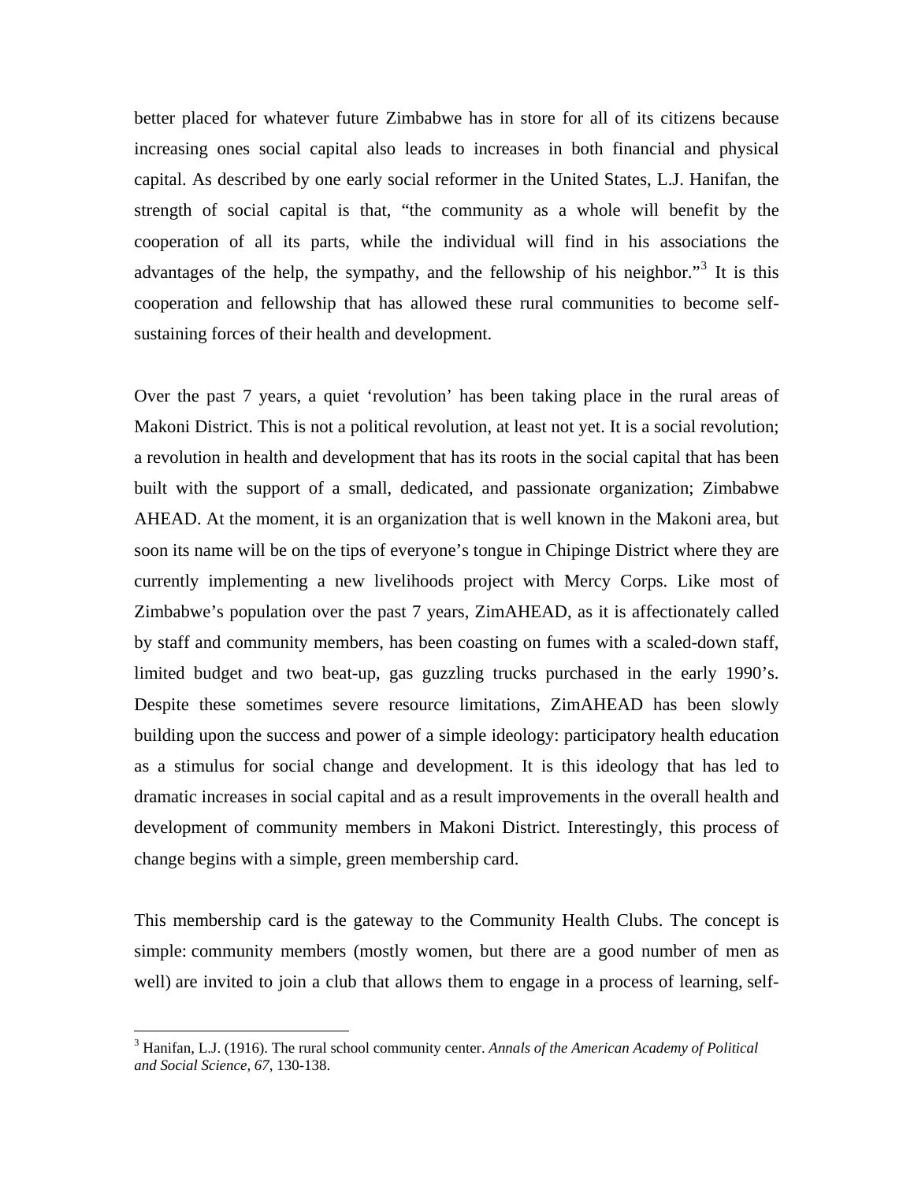better placed for whatever future Zimbabwe has in store for all of its citizens because increasing ones social capital also leads to increases in both financial and physical capital. As described by one early social reformer in the United States, L.J. Hanifan, the strength of social capital is that, "the community as a whole will benefit by the cooperation of all its parts, while the individual will find in his associations the advantages of the help, the sympathy, and the fellowship of his neighbor."[3] It is this cooperation and fellowship that has allowed these rural communities to become self-sustaining forces of their health and development.

Over the past 7 years, a quiet 'revolution' has been taking place in the rural areas of Makoni District. This is not a political revolution, at least not yet. It is a social revolution; a revolution in health and development that has its roots in the social capital that has been built with the support of a small, dedicated, and passionate organization; Zimbabwe AHEAD. At the moment, it is an organization that is well known in the Makoni area, but soon its name will be on the tips of everyone's tongue in Chipinge District where they are currently implementing a new livelihoods project with Mercy Corps. Like most of Zimbabwe's population over the past 7 years, ZimAHEAD, as it is affectionately called by staff and community members, has been coasting on fumes with a scaled-down staff, limited budget and two beat-up, gas guzzling trucks purchased in the early 1990's. Despite these sometimes severe resource limitations, ZimAHEAD has been slowly building upon the success and power of a simple ideology: participatory health education as a stimulus for social change and development. It is this ideology that has led to dramatic increases in social capital and as a result improvements in the overall health and development of community members in Makoni District. Interestingly, this process of change begins with a simple, green membership card.

This membership card is the gateway to the Community Health Clubs. The concept is simple: community members (mostly women, but there are a good number of men as well) are invited to join a club that allows them to engage in a process of learning, self-

[3] Hanifan, L.J. (1916). The rural school community center. *Annals of the American Academy of Political and Social Science, 67*, 130-138.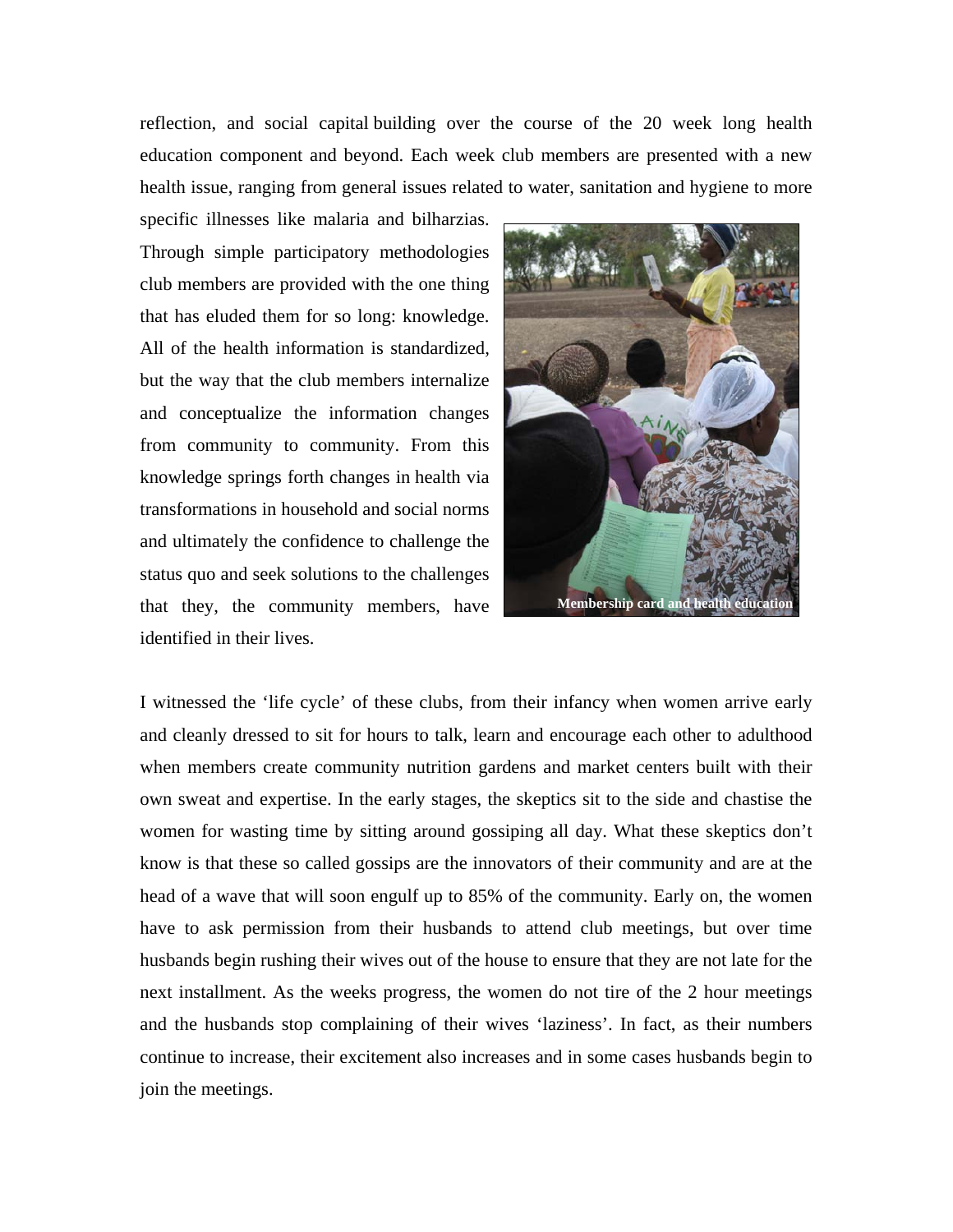reflection, and social capital building over the course of the 20 week long health education component and beyond. Each week club members are presented with a new health issue, ranging from general issues related to water, sanitation and hygiene to more specific illnesses like malaria and bilharzias. Through simple participatory methodologies club members are provided with the one thing that has eluded them for so long: knowledge. All of the health information is standardized, but the way that the club members internalize and conceptualize the information changes from community to community. From this knowledge springs forth changes in health via transformations in household and social norms and ultimately the confidence to challenge the status quo and seek solutions to the challenges that they, the community members, have identified in their lives.

Membership card and health education

I witnessed the 'life cycle' of these clubs, from their infancy when women arrive early and cleanly dressed to sit for hours to talk, learn and encourage each other to adulthood when members create community nutrition gardens and market centers built with their own sweat and expertise. In the early stages, the skeptics sit to the side and chastise the women for wasting time by sitting around gossiping all day. What these skeptics don't know is that these so called gossips are the innovators of their community and are at the head of a wave that will soon engulf up to 85% of the community. Early on, the women have to ask permission from their husbands to attend club meetings, but over time husbands begin rushing their wives out of the house to ensure that they are not late for the next installment. As the weeks progress, the women do not tire of the 2 hour meetings and the husbands stop complaining of their wives 'laziness'. In fact, as their numbers continue to increase, their excitement also increases and in some cases husbands begin to join the meetings.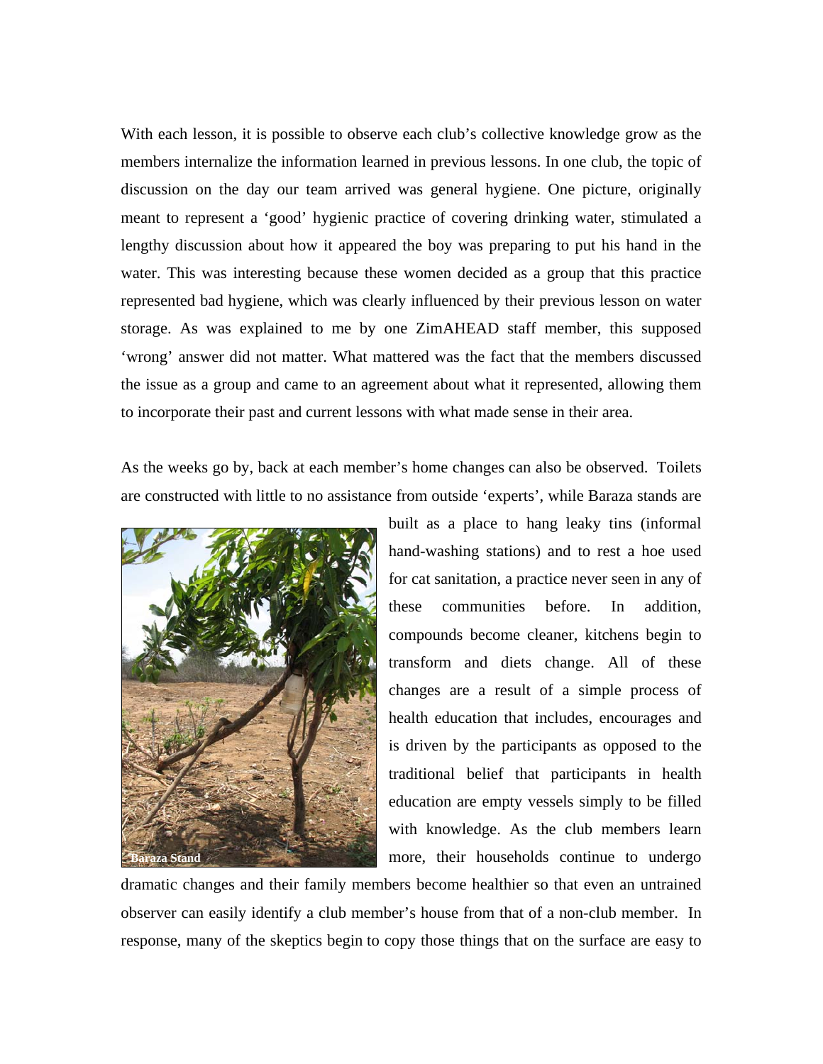With each lesson, it is possible to observe each club's collective knowledge grow as the members internalize the information learned in previous lessons. In one club, the topic of discussion on the day our team arrived was general hygiene. One picture, originally meant to represent a 'good' hygienic practice of covering drinking water, stimulated a lengthy discussion about how it appeared the boy was preparing to put his hand in the water. This was interesting because these women decided as a group that this practice represented bad hygiene, which was clearly influenced by their previous lesson on water storage. As was explained to me by one ZimAHEAD staff member, this supposed 'wrong' answer did not matter. What mattered was the fact that the members discussed the issue as a group and came to an agreement about what it represented, allowing them to incorporate their past and current lessons with what made sense in their area.

As the weeks go by, back at each member's home changes can also be observed. Toilets are constructed with little to no assistance from outside 'experts', while Baraza stands are built as a place to hang leaky tins (informal hand-washing stations) and to rest a hoe used for cat sanitation, a practice never seen in any of these communities before. In addition, compounds become cleaner, kitchens begin to transform and diets change. All of these changes are a result of a simple process of health education that includes, encourages and is driven by the participants as opposed to the traditional belief that participants in health education are empty vessels simply to be filled with knowledge. As the club members learn more, their households continue to undergo dramatic changes and their family members become healthier so that even an untrained observer can easily identify a club member's house from that of a non-club member. In response, many of the skeptics begin to copy those things that on the surface are easy to

Baraza Stand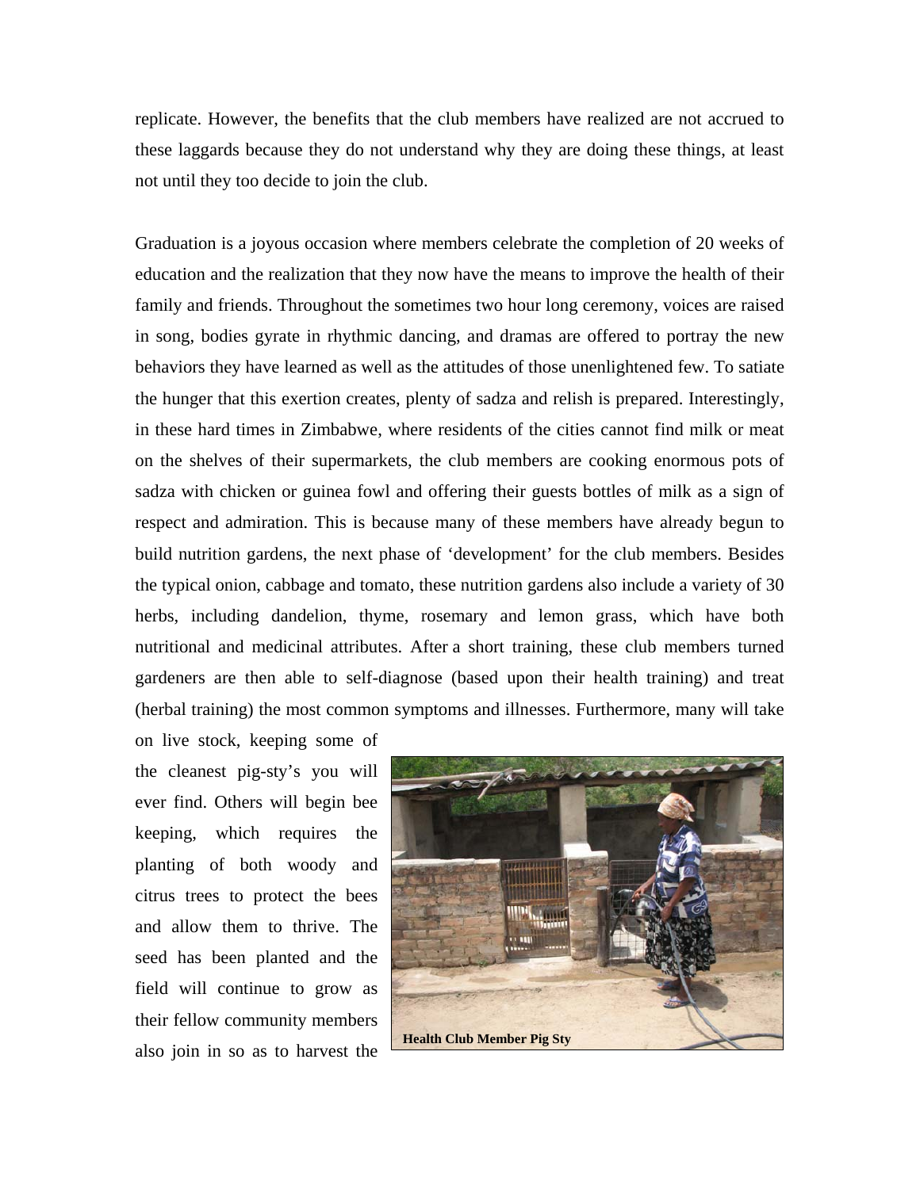replicate. However, the benefits that the club members have realized are not accrued to these laggards because they do not understand why they are doing these things, at least not until they too decide to join the club.

Graduation is a joyous occasion where members celebrate the completion of 20 weeks of education and the realization that they now have the means to improve the health of their family and friends. Throughout the sometimes two hour long ceremony, voices are raised in song, bodies gyrate in rhythmic dancing, and dramas are offered to portray the new behaviors they have learned as well as the attitudes of those unenlightened few. To satiate the hunger that this exertion creates, plenty of sadza and relish is prepared. Interestingly, in these hard times in Zimbabwe, where residents of the cities cannot find milk or meat on the shelves of their supermarkets, the club members are cooking enormous pots of sadza with chicken or guinea fowl and offering their guests bottles of milk as a sign of respect and admiration. This is because many of these members have already begun to build nutrition gardens, the next phase of 'development' for the club members. Besides the typical onion, cabbage and tomato, these nutrition gardens also include a variety of 30 herbs, including dandelion, thyme, rosemary and lemon grass, which have both nutritional and medicinal attributes. After a short training, these club members turned gardeners are then able to self-diagnose (based upon their health training) and treat (herbal training) the most common symptoms and illnesses. Furthermore, many will take on live stock, keeping some of the cleanest pig-sty's you will ever find. Others will begin bee keeping, which requires the planting of both woody and citrus trees to protect the bees and allow them to thrive. The seed has been planted and the field will continue to grow as their fellow community members also join in so as to harvest the

**Health Club Member Pig Sty**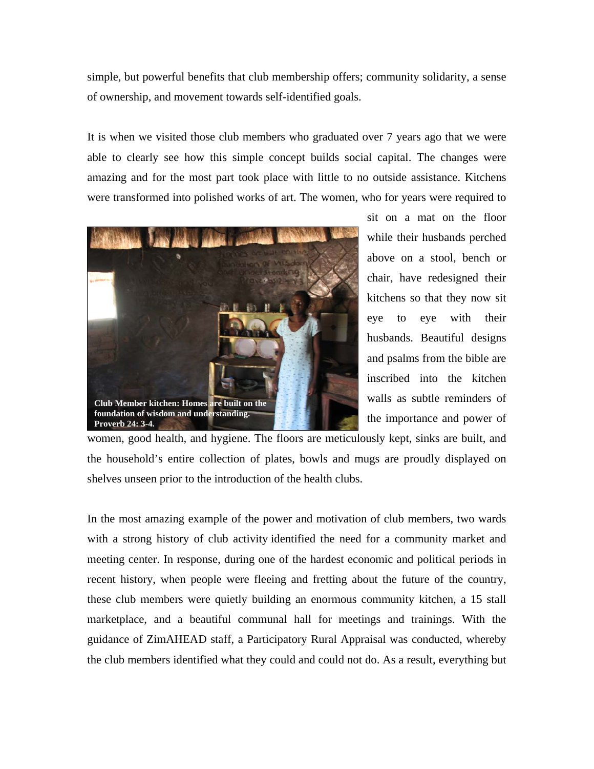simple, but powerful benefits that club membership offers; community solidarity, a sense of ownership, and movement towards self-identified goals.

It is when we visited those club members who graduated over 7 years ago that we were able to clearly see how this simple concept builds social capital. The changes were amazing and for the most part took place with little to no outside assistance. Kitchens were transformed into polished works of art. The women, who for years were required to sit on a mat on the floor while their husbands perched above on a stool, bench or chair, have redesigned their kitchens so that they now sit eye to eye with their husbands. Beautiful designs and psalms from the bible are inscribed into the kitchen walls as subtle reminders of the importance and power of women, good health, and hygiene. The floors are meticulously kept, sinks are built, and the household's entire collection of plates, bowls and mugs are proudly displayed on shelves unseen prior to the introduction of the health clubs.

**Club Member kitchen: Homes are built on the foundation of wisdom and understanding. Proverb 24: 3-4.**

In the most amazing example of the power and motivation of club members, two wards with a strong history of club activity identified the need for a community market and meeting center. In response, during one of the hardest economic and political periods in recent history, when people were fleeing and fretting about the future of the country, these club members were quietly building an enormous community kitchen, a 15 stall marketplace, and a beautiful communal hall for meetings and trainings. With the guidance of ZimAHEAD staff, a Participatory Rural Appraisal was conducted, whereby the club members identified what they could and could not do. As a result, everything but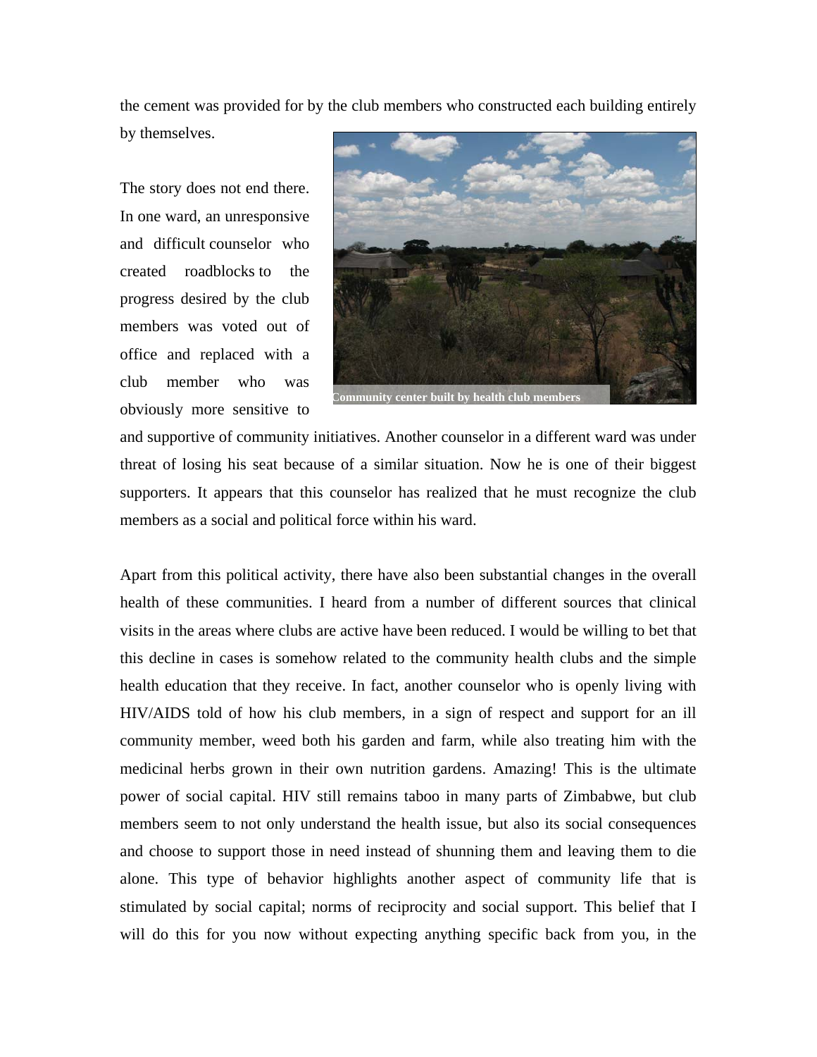the cement was provided for by the club members who constructed each building entirely by themselves.

Community center built by health club members

The story does not end there. In one ward, an unresponsive and difficult counselor who created roadblocks to the progress desired by the club members was voted out of office and replaced with a club member who was obviously more sensitive to and supportive of community initiatives. Another counselor in a different ward was under threat of losing his seat because of a similar situation. Now he is one of their biggest supporters. It appears that this counselor has realized that he must recognize the club members as a social and political force within his ward.

Apart from this political activity, there have also been substantial changes in the overall health of these communities. I heard from a number of different sources that clinical visits in the areas where clubs are active have been reduced. I would be willing to bet that this decline in cases is somehow related to the community health clubs and the simple health education that they receive. In fact, another counselor who is openly living with HIV/AIDS told of how his club members, in a sign of respect and support for an ill community member, weed both his garden and farm, while also treating him with the medicinal herbs grown in their own nutrition gardens. Amazing! This is the ultimate power of social capital. HIV still remains taboo in many parts of Zimbabwe, but club members seem to not only understand the health issue, but also its social consequences and choose to support those in need instead of shunning them and leaving them to die alone. This type of behavior highlights another aspect of community life that is stimulated by social capital; norms of reciprocity and social support. This belief that I will do this for you now without expecting anything specific back from you, in the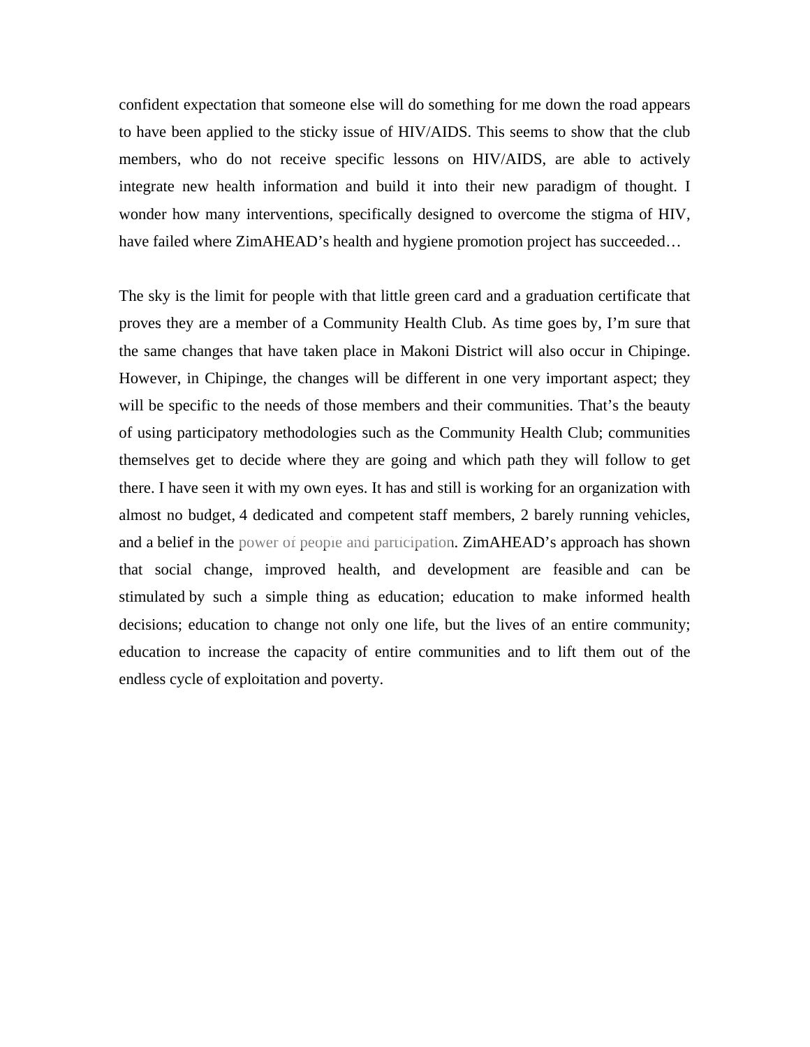confident expectation that someone else will do something for me down the road appears to have been applied to the sticky issue of HIV/AIDS. This seems to show that the club members, who do not receive specific lessons on HIV/AIDS, are able to actively integrate new health information and build it into their new paradigm of thought. I wonder how many interventions, specifically designed to overcome the stigma of HIV, have failed where ZimAHEAD's health and hygiene promotion project has succeeded…

The sky is the limit for people with that little green card and a graduation certificate that proves they are a member of a Community Health Club. As time goes by, I'm sure that the same changes that have taken place in Makoni District will also occur in Chipinge. However, in Chipinge, the changes will be different in one very important aspect; they will be specific to the needs of those members and their communities. That's the beauty of using participatory methodologies such as the Community Health Club; communities themselves get to decide where they are going and which path they will follow to get there. I have seen it with my own eyes. It has and still is working for an organization with almost no budget, 4 dedicated and competent staff members, 2 barely running vehicles, and a belief in the power of people and participation. ZimAHEAD's approach has shown that social change, improved health, and development are feasible and can be stimulated by such a simple thing as education; education to make informed health decisions; education to change not only one life, but the lives of an entire community; education to increase the capacity of entire communities and to lift them out of the endless cycle of exploitation and poverty.